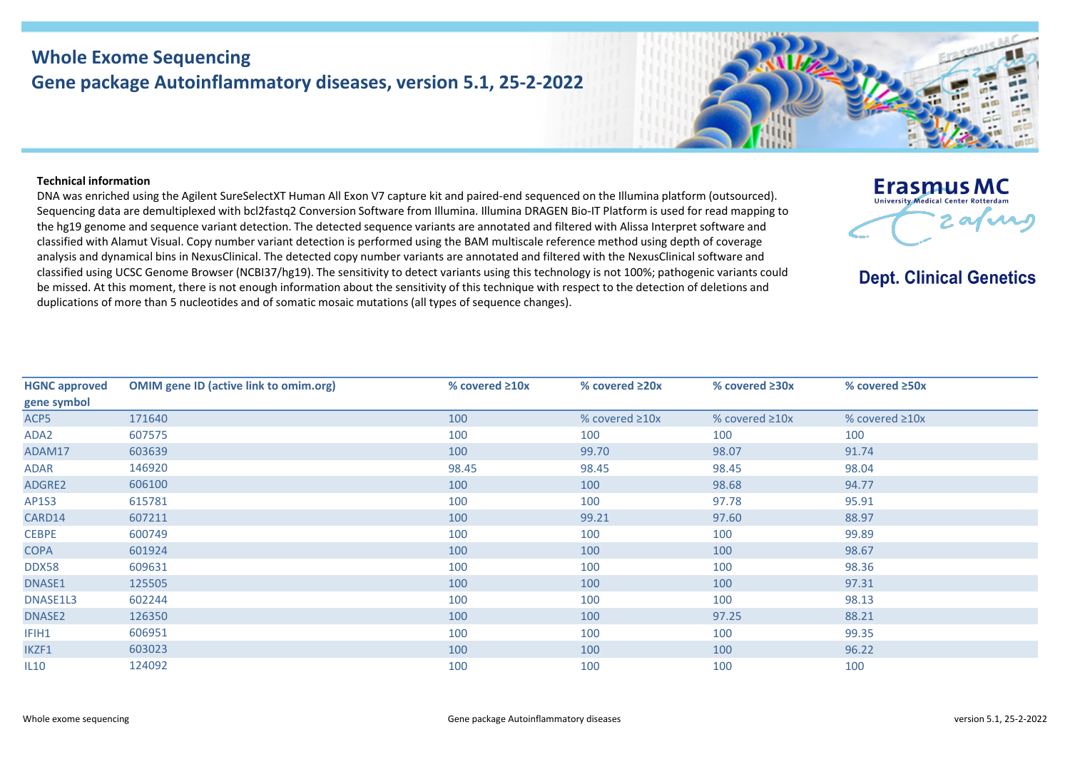# Whole Exome Sequencing
## Gene package Autoinflammatory diseases, version 5.1, 25-2-2022

Erasmus MC
University Medical Center Rotterdam

**Dept. Clinical Genetics**

**Technical information**

DNA was enriched using the Agilent SureSelectXT Human All Exon V7 capture kit and paired-end sequenced on the Illumina platform (outsourced). Sequencing data are demultiplexed with bcl2fastq2 Conversion Software from Illumina. Illumina DRAGEN Bio-IT Platform is used for read mapping to the hg19 genome and sequence variant detection. The detected sequence variants are annotated and filtered with Alissa Interpret software and classified with Alamut Visual. Copy number variant detection is performed using the BAM multiscale reference method using depth of coverage analysis and dynamical bins in NexusClinical. The detected copy number variants are annotated and filtered with the NexusClinical software and classified using UCSC Genome Browser (NCBI37/hg19). The sensitivity to detect variants using this technology is not 100%; pathogenic variants could be missed. At this moment, there is not enough information about the sensitivity of this technique with respect to the detection of deletions and duplications of more than 5 nucleotides and of somatic mosaic mutations (all types of sequence changes).

| HGNC approved gene symbol | OMIM gene ID (active link to omim.org) | % covered ≥10x | % covered ≥20x | % covered ≥30x | % covered ≥50x |
|---|---|---|---|---|---|
| ACP5 | 171640 | 100 | % covered ≥10x | % covered ≥10x | % covered ≥10x |
| ADA2 | 607575 | 100 | 100 | 100 | 100 |
| ADAM17 | 603639 | 100 | 99.70 | 98.07 | 91.74 |
| ADAR | 146920 | 98.45 | 98.45 | 98.45 | 98.04 |
| ADGRE2 | 606100 | 100 | 100 | 98.68 | 94.77 |
| AP1S3 | 615781 | 100 | 100 | 97.78 | 95.91 |
| CARD14 | 607211 | 100 | 99.21 | 97.60 | 88.97 |
| CEBPE | 600749 | 100 | 100 | 100 | 99.89 |
| COPA | 601924 | 100 | 100 | 100 | 98.67 |
| DDX58 | 609631 | 100 | 100 | 100 | 98.36 |
| DNASE1 | 125505 | 100 | 100 | 100 | 97.31 |
| DNASE1L3 | 602244 | 100 | 100 | 100 | 98.13 |
| DNASE2 | 126350 | 100 | 100 | 97.25 | 88.21 |
| IFIH1 | 606951 | 100 | 100 | 100 | 99.35 |
| IKZF1 | 603023 | 100 | 100 | 100 | 96.22 |
| IL10 | 124092 | 100 | 100 | 100 | 100 |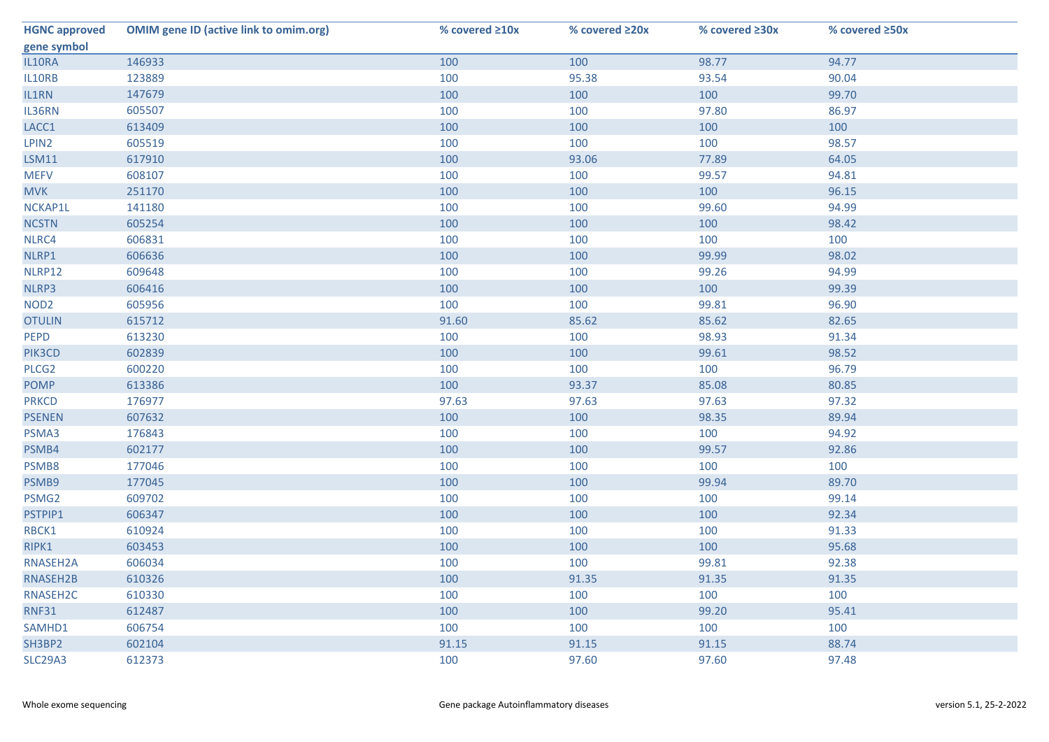| HGNC approved gene symbol | OMIM gene ID (active link to omim.org) | % covered ≥10x | % covered ≥20x | % covered ≥30x | % covered ≥50x |
|---|---|---|---|---|---|
| IL10RA | 146933 | 100 | 100 | 98.77 | 94.77 |
| IL10RB | 123889 | 100 | 95.38 | 93.54 | 90.04 |
| IL1RN | 147679 | 100 | 100 | 100 | 99.70 |
| IL36RN | 605507 | 100 | 100 | 97.80 | 86.97 |
| LACC1 | 613409 | 100 | 100 | 100 | 100 |
| LPIN2 | 605519 | 100 | 100 | 100 | 98.57 |
| LSM11 | 617910 | 100 | 93.06 | 77.89 | 64.05 |
| MEFV | 608107 | 100 | 100 | 99.57 | 94.81 |
| MVK | 251170 | 100 | 100 | 100 | 96.15 |
| NCKAP1L | 141180 | 100 | 100 | 99.60 | 94.99 |
| NCSTN | 605254 | 100 | 100 | 100 | 98.42 |
| NLRC4 | 606831 | 100 | 100 | 100 | 100 |
| NLRP1 | 606636 | 100 | 100 | 99.99 | 98.02 |
| NLRP12 | 609648 | 100 | 100 | 99.26 | 94.99 |
| NLRP3 | 606416 | 100 | 100 | 100 | 99.39 |
| NOD2 | 605956 | 100 | 100 | 99.81 | 96.90 |
| OTULIN | 615712 | 91.60 | 85.62 | 85.62 | 82.65 |
| PEPD | 613230 | 100 | 100 | 98.93 | 91.34 |
| PIK3CD | 602839 | 100 | 100 | 99.61 | 98.52 |
| PLCG2 | 600220 | 100 | 100 | 100 | 96.79 |
| POMP | 613386 | 100 | 93.37 | 85.08 | 80.85 |
| PRKCD | 176977 | 97.63 | 97.63 | 97.63 | 97.32 |
| PSENEN | 607632 | 100 | 100 | 98.35 | 89.94 |
| PSMA3 | 176843 | 100 | 100 | 100 | 94.92 |
| PSMB4 | 602177 | 100 | 100 | 99.57 | 92.86 |
| PSMB8 | 177046 | 100 | 100 | 100 | 100 |
| PSMB9 | 177045 | 100 | 100 | 99.94 | 89.70 |
| PSMG2 | 609702 | 100 | 100 | 100 | 99.14 |
| PSTPIP1 | 606347 | 100 | 100 | 100 | 92.34 |
| RBCK1 | 610924 | 100 | 100 | 100 | 91.33 |
| RIPK1 | 603453 | 100 | 100 | 100 | 95.68 |
| RNASEH2A | 606034 | 100 | 100 | 99.81 | 92.38 |
| RNASEH2B | 610326 | 100 | 91.35 | 91.35 | 91.35 |
| RNASEH2C | 610330 | 100 | 100 | 100 | 100 |
| RNF31 | 612487 | 100 | 100 | 99.20 | 95.41 |
| SAMHD1 | 606754 | 100 | 100 | 100 | 100 |
| SH3BP2 | 602104 | 91.15 | 91.15 | 91.15 | 88.74 |
| SLC29A3 | 612373 | 100 | 97.60 | 97.60 | 97.48 |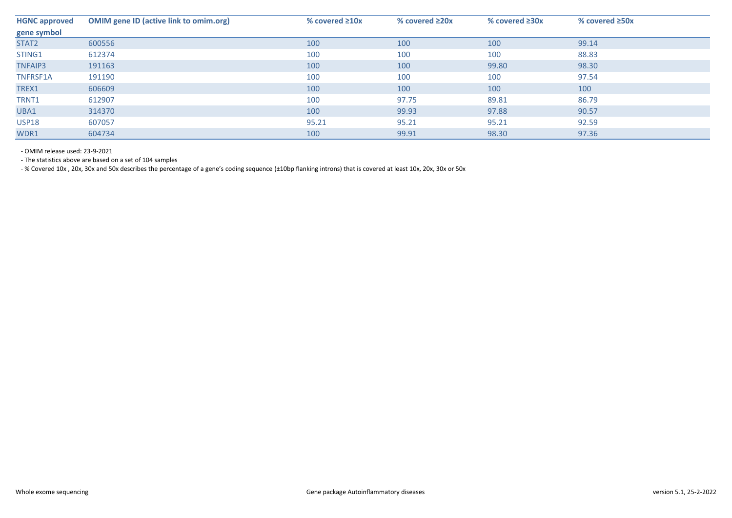| HGNC approved gene symbol | OMIM gene ID (active link to omim.org) | % covered ≥10x | % covered ≥20x | % covered ≥30x | % covered ≥50x |
|---|---|---|---|---|---|
| STAT2 | 600556 | 100 | 100 | 100 | 99.14 |
| STING1 | 612374 | 100 | 100 | 100 | 88.83 |
| TNFAIP3 | 191163 | 100 | 100 | 99.80 | 98.30 |
| TNFRSF1A | 191190 | 100 | 100 | 100 | 97.54 |
| TREX1 | 606609 | 100 | 100 | 100 | 100 |
| TRNT1 | 612907 | 100 | 97.75 | 89.81 | 86.79 |
| UBA1 | 314370 | 100 | 99.93 | 97.88 | 90.57 |
| USP18 | 607057 | 95.21 | 95.21 | 95.21 | 92.59 |
| WDR1 | 604734 | 100 | 99.91 | 98.30 | 97.36 |

- OMIM release used: 23-9-2021
- The statistics above are based on a set of 104 samples
- % Covered 10x , 20x, 30x and 50x describes the percentage of a gene's coding sequence (±10bp flanking introns) that is covered at least 10x, 20x, 30x or 50x